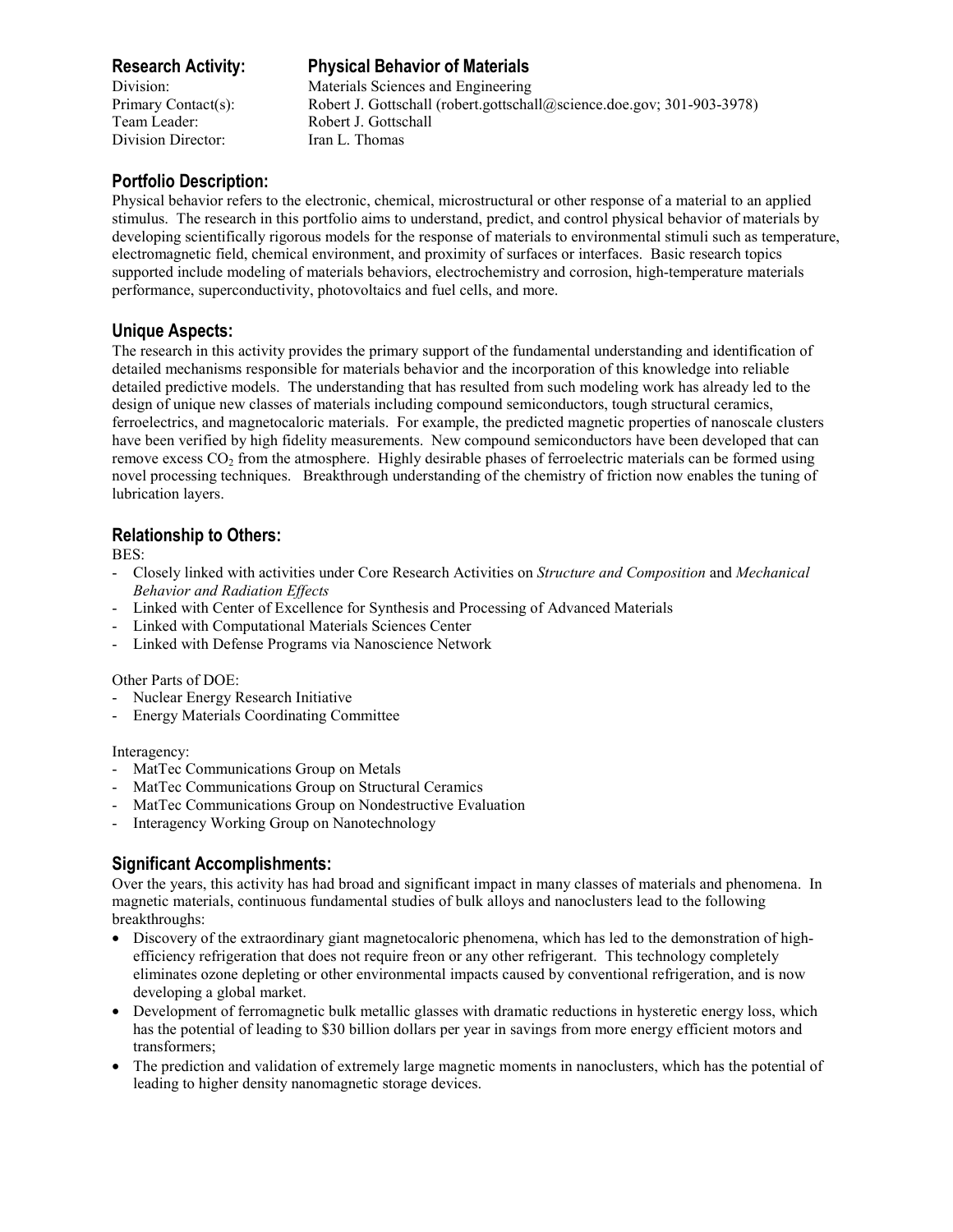## Research Activity: Physical Behavior of Materials

Division: Materials Sciences and Engineering
Primary Contact(s): Robert J. Gottschall (robert.gottschall@science.doe.gov; 301-903-3978)
Team Leader: Robert J. Gottschall
Division Director: Iran L. Thomas

### Portfolio Description:

Physical behavior refers to the electronic, chemical, microstructural or other response of a material to an applied stimulus. The research in this portfolio aims to understand, predict, and control physical behavior of materials by developing scientifically rigorous models for the response of materials to environmental stimuli such as temperature, electromagnetic field, chemical environment, and proximity of surfaces or interfaces. Basic research topics supported include modeling of materials behaviors, electrochemistry and corrosion, high-temperature materials performance, superconductivity, photovoltaics and fuel cells, and more.

### Unique Aspects:

The research in this activity provides the primary support of the fundamental understanding and identification of detailed mechanisms responsible for materials behavior and the incorporation of this knowledge into reliable detailed predictive models. The understanding that has resulted from such modeling work has already led to the design of unique new classes of materials including compound semiconductors, tough structural ceramics, ferroelectrics, and magnetocaloric materials. For example, the predicted magnetic properties of nanoscale clusters have been verified by high fidelity measurements. New compound semiconductors have been developed that can remove excess $CO_2$ from the atmosphere. Highly desirable phases of ferroelectric materials can be formed using novel processing techniques. Breakthrough understanding of the chemistry of friction now enables the tuning of lubrication layers.

### Relationship to Others:

BES:

- Closely linked with activities under Core Research Activities on *Structure and Composition* and *Mechanical Behavior and Radiation Effects*
- Linked with Center of Excellence for Synthesis and Processing of Advanced Materials
- Linked with Computational Materials Sciences Center
- Linked with Defense Programs via Nanoscience Network

Other Parts of DOE:

- Nuclear Energy Research Initiative
- Energy Materials Coordinating Committee

Interagency:

- MatTec Communications Group on Metals
- MatTec Communications Group on Structural Ceramics
- MatTec Communications Group on Nondestructive Evaluation
- Interagency Working Group on Nanotechnology

### Significant Accomplishments:

Over the years, this activity has had broad and significant impact in many classes of materials and phenomena. In magnetic materials, continuous fundamental studies of bulk alloys and nanoclusters lead to the following breakthroughs:

- Discovery of the extraordinary giant magnetocaloric phenomena, which has led to the demonstration of high-efficiency refrigeration that does not require freon or any other refrigerant. This technology completely eliminates ozone depleting or other environmental impacts caused by conventional refrigeration, and is now developing a global market.
- Development of ferromagnetic bulk metallic glasses with dramatic reductions in hysteretic energy loss, which has the potential of leading to $30 billion dollars per year in savings from more energy efficient motors and transformers;
- The prediction and validation of extremely large magnetic moments in nanoclusters, which has the potential of leading to higher density nanomagnetic storage devices.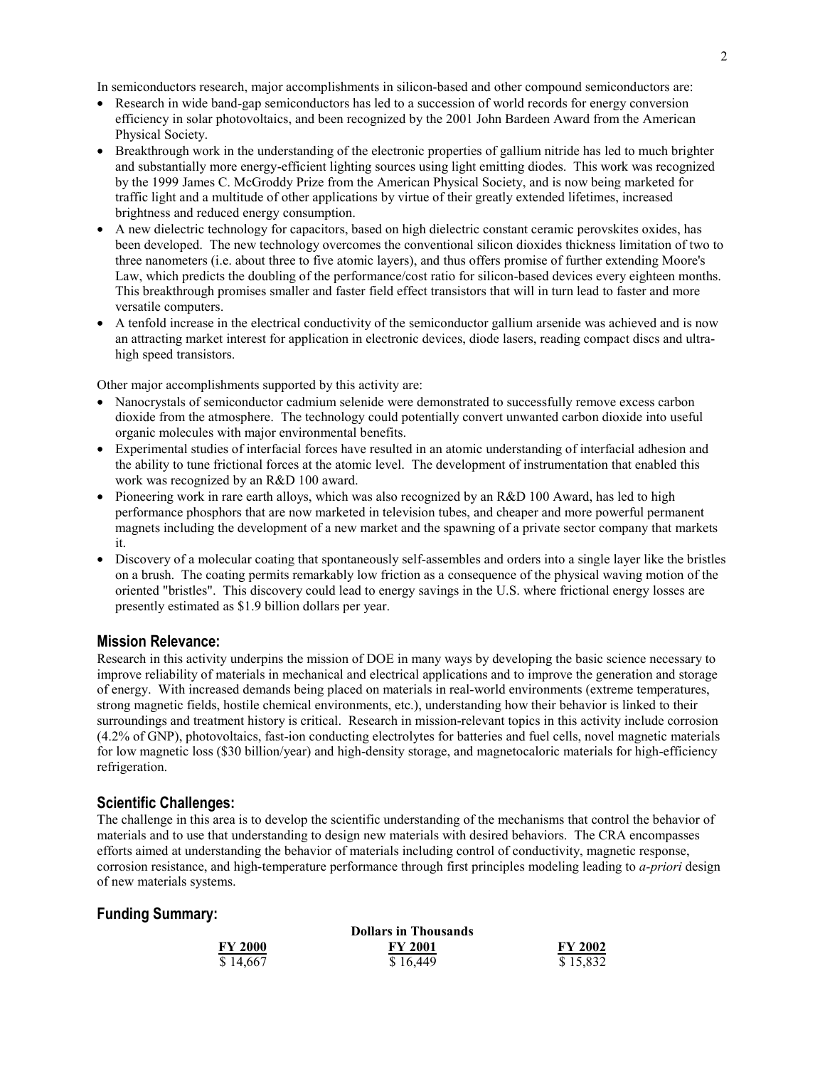In semiconductors research, major accomplishments in silicon-based and other compound semiconductors are:

- Research in wide band-gap semiconductors has led to a succession of world records for energy conversion efficiency in solar photovoltaics, and been recognized by the 2001 John Bardeen Award from the American Physical Society.
- Breakthrough work in the understanding of the electronic properties of gallium nitride has led to much brighter and substantially more energy-efficient lighting sources using light emitting diodes. This work was recognized by the 1999 James C. McGroddy Prize from the American Physical Society, and is now being marketed for traffic light and a multitude of other applications by virtue of their greatly extended lifetimes, increased brightness and reduced energy consumption.
- A new dielectric technology for capacitors, based on high dielectric constant ceramic perovskites oxides, has been developed. The new technology overcomes the conventional silicon dioxides thickness limitation of two to three nanometers (i.e. about three to five atomic layers), and thus offers promise of further extending Moore's Law, which predicts the doubling of the performance/cost ratio for silicon-based devices every eighteen months. This breakthrough promises smaller and faster field effect transistors that will in turn lead to faster and more versatile computers.
- A tenfold increase in the electrical conductivity of the semiconductor gallium arsenide was achieved and is now an attracting market interest for application in electronic devices, diode lasers, reading compact discs and ultra-high speed transistors.

Other major accomplishments supported by this activity are:

- Nanocrystals of semiconductor cadmium selenide were demonstrated to successfully remove excess carbon dioxide from the atmosphere. The technology could potentially convert unwanted carbon dioxide into useful organic molecules with major environmental benefits.
- Experimental studies of interfacial forces have resulted in an atomic understanding of interfacial adhesion and the ability to tune frictional forces at the atomic level. The development of instrumentation that enabled this work was recognized by an R&D 100 award.
- Pioneering work in rare earth alloys, which was also recognized by an R&D 100 Award, has led to high performance phosphors that are now marketed in television tubes, and cheaper and more powerful permanent magnets including the development of a new market and the spawning of a private sector company that markets it.
- Discovery of a molecular coating that spontaneously self-assembles and orders into a single layer like the bristles on a brush. The coating permits remarkably low friction as a consequence of the physical waving motion of the oriented "bristles". This discovery could lead to energy savings in the U.S. where frictional energy losses are presently estimated as \$1.9 billion dollars per year.

## Mission Relevance:

Research in this activity underpins the mission of DOE in many ways by developing the basic science necessary to improve reliability of materials in mechanical and electrical applications and to improve the generation and storage of energy. With increased demands being placed on materials in real-world environments (extreme temperatures, strong magnetic fields, hostile chemical environments, etc.), understanding how their behavior is linked to their surroundings and treatment history is critical. Research in mission-relevant topics in this activity include corrosion (4.2% of GNP), photovoltaics, fast-ion conducting electrolytes for batteries and fuel cells, novel magnetic materials for low magnetic loss (\$30 billion/year) and high-density storage, and magnetocaloric materials for high-efficiency refrigeration.

## Scientific Challenges:

The challenge in this area is to develop the scientific understanding of the mechanisms that control the behavior of materials and to use that understanding to design new materials with desired behaviors. The CRA encompasses efforts aimed at understanding the behavior of materials including control of conductivity, magnetic response, corrosion resistance, and high-temperature performance through first principles modeling leading to *a-priori* design of new materials systems.

## Funding Summary:

| Dollars in Thousands | | |
|---|---|---|
| **FY 2000** | **FY 2001** | **FY 2002** |
| \$ 14,667 | \$ 16,449 | \$ 15,832 |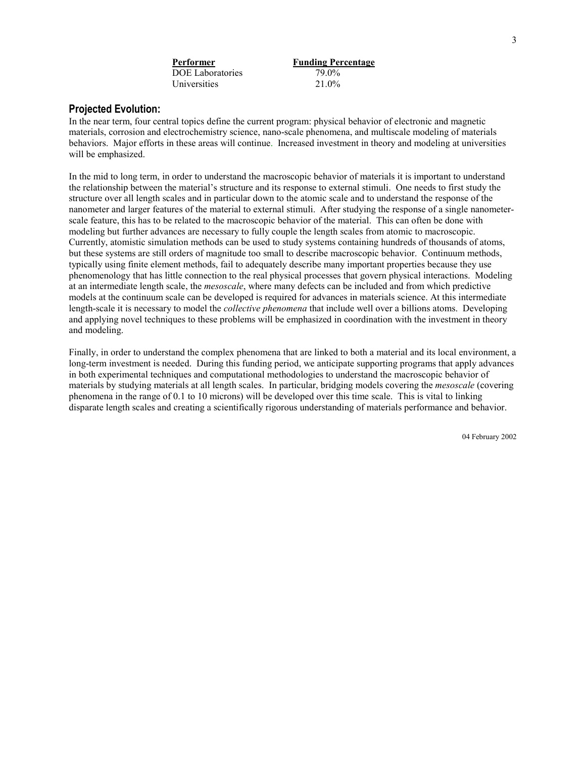| Performer | Funding Percentage |
|---|---|
| DOE Laboratories | 79.0% |
| Universities | 21.0% |

## Projected Evolution:

In the near term, four central topics define the current program: physical behavior of electronic and magnetic materials, corrosion and electrochemistry science, nano-scale phenomena, and multiscale modeling of materials behaviors. Major efforts in these areas will continue. Increased investment in theory and modeling at universities will be emphasized.

In the mid to long term, in order to understand the macroscopic behavior of materials it is important to understand the relationship between the material's structure and its response to external stimuli. One needs to first study the structure over all length scales and in particular down to the atomic scale and to understand the response of the nanometer and larger features of the material to external stimuli. After studying the response of a single nanometer-scale feature, this has to be related to the macroscopic behavior of the material. This can often be done with modeling but further advances are necessary to fully couple the length scales from atomic to macroscopic. Currently, atomistic simulation methods can be used to study systems containing hundreds of thousands of atoms, but these systems are still orders of magnitude too small to describe macroscopic behavior. Continuum methods, typically using finite element methods, fail to adequately describe many important properties because they use phenomenology that has little connection to the real physical processes that govern physical interactions. Modeling at an intermediate length scale, the *mesoscale*, where many defects can be included and from which predictive models at the continuum scale can be developed is required for advances in materials science. At this intermediate length-scale it is necessary to model the *collective phenomena* that include well over a billions atoms. Developing and applying novel techniques to these problems will be emphasized in coordination with the investment in theory and modeling.

Finally, in order to understand the complex phenomena that are linked to both a material and its local environment, a long-term investment is needed. During this funding period, we anticipate supporting programs that apply advances in both experimental techniques and computational methodologies to understand the macroscopic behavior of materials by studying materials at all length scales. In particular, bridging models covering the *mesoscale* (covering phenomena in the range of 0.1 to 10 microns) will be developed over this time scale. This is vital to linking disparate length scales and creating a scientifically rigorous understanding of materials performance and behavior.

04 February 2002